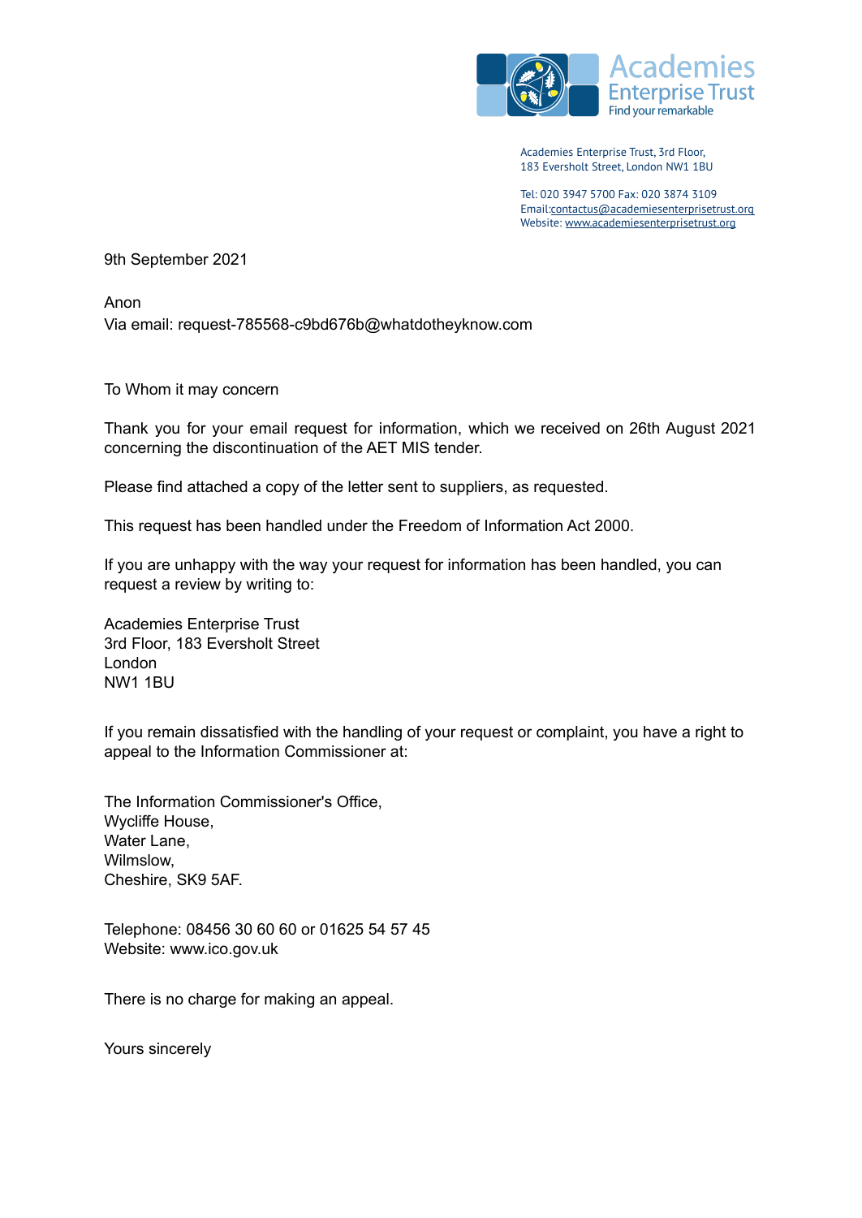Academies Enterprise Trust
Find your remarkable

Academies Enterprise Trust, 3rd Floor,
183 Eversholt Street, London NW1 1BU

Tel: 020 3947 5700 Fax: 020 3874 3109
Email:contactus@academiesenterprisetrust.org
Website: www.academiesenterprisetrust.org

9th September 2021

Anon
Via email: request-785568-c9bd676b@whatdotheyknow.com

To Whom it may concern

Thank you for your email request for information, which we received on 26th August 2021 concerning the discontinuation of the AET MIS tender.

Please find attached a copy of the letter sent to suppliers, as requested.

This request has been handled under the Freedom of Information Act 2000.

If you are unhappy with the way your request for information has been handled, you can request a review by writing to:

Academies Enterprise Trust
3rd Floor, 183 Eversholt Street
London
NW1 1BU

If you remain dissatisfied with the handling of your request or complaint, you have a right to appeal to the Information Commissioner at:

The Information Commissioner's Office,
Wycliffe House,
Water Lane,
Wilmslow,
Cheshire, SK9 5AF.

Telephone: 08456 30 60 60 or 01625 54 57 45
Website: www.ico.gov.uk

There is no charge for making an appeal.

Yours sincerely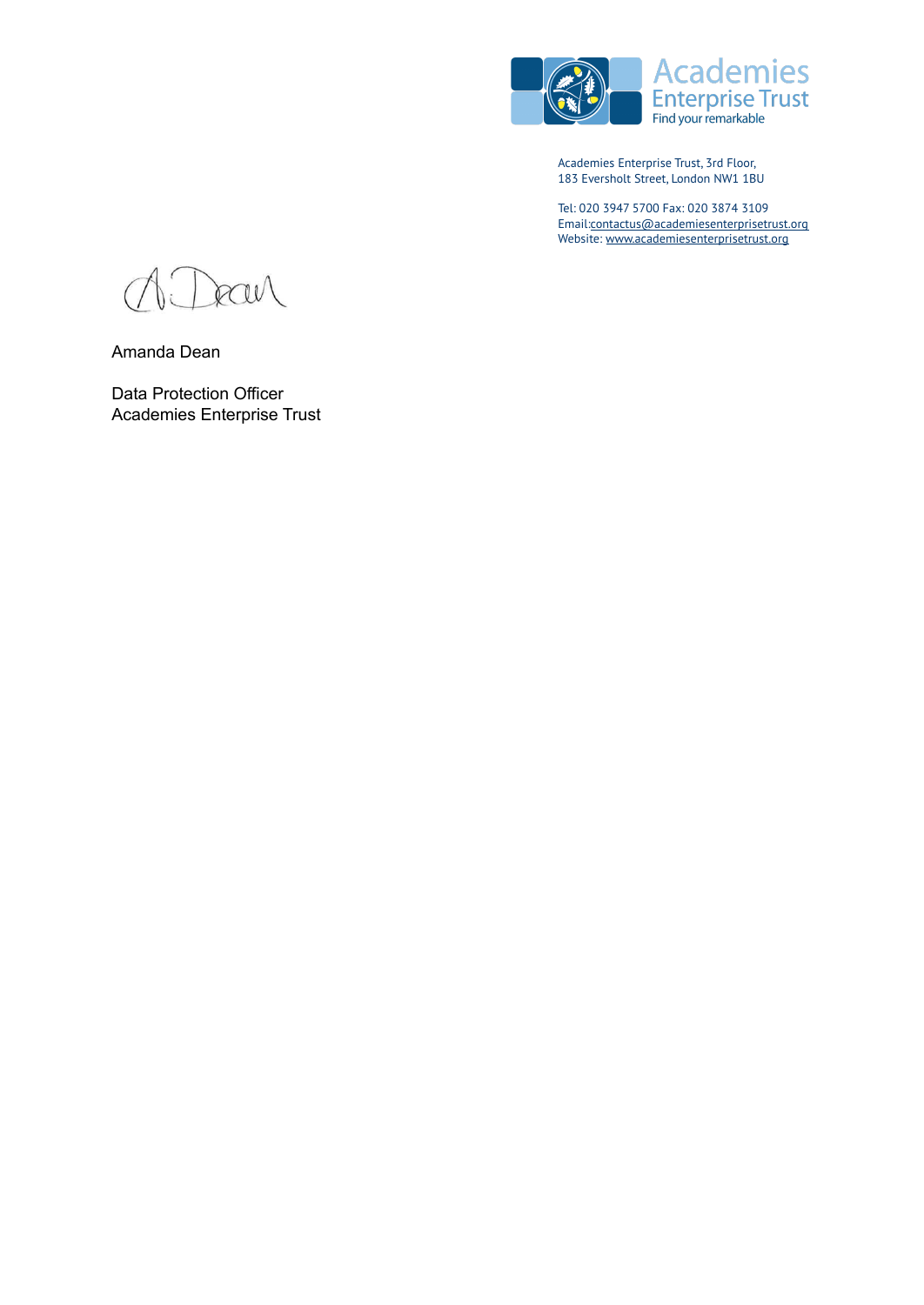Academies Enterprise Trust, 3rd Floor,
183 Eversholt Street, London NW1 1BU

Tel: 020 3947 5700 Fax: 020 3874 3109
Email:contactus@academiesenterprisetrust.org
Website: www.academiesenterprisetrust.org

A. Dean

Amanda Dean

Data Protection Officer
Academies Enterprise Trust